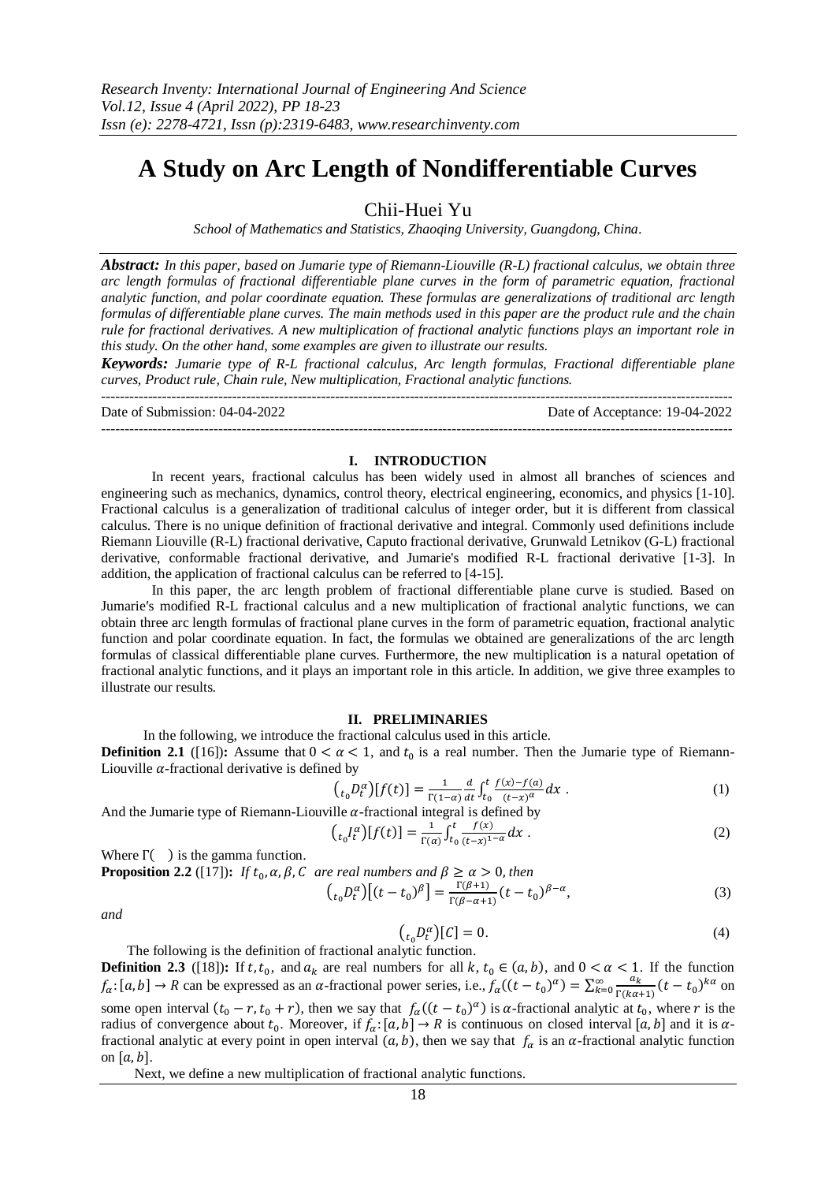# A Study on Arc Length of Nondifferentiable Curves

Chii-Huei Yu

*School of Mathematics and Statistics, Zhaoqing University, Guangdong, China.*

***Abstract:*** *In this paper, based on Jumarie type of Riemann-Liouville (R-L) fractional calculus, we obtain three arc length formulas of fractional differentiable plane curves in the form of parametric equation, fractional analytic function, and polar coordinate equation. These formulas are generalizations of traditional arc length formulas of differentiable plane curves. The main methods used in this paper are the product rule and the chain rule for fractional derivatives. A new multiplication of fractional analytic functions plays an important role in this study. On the other hand, some examples are given to illustrate our results.*

***Keywords:*** *Jumarie type of R-L fractional calculus, Arc length formulas, Fractional differentiable plane curves, Product rule, Chain rule, New multiplication, Fractional analytic functions.*

---

Date of Submission: 04-04-2022 Date of Acceptance: 19-04-2022

---

## I. INTRODUCTION

In recent years, fractional calculus has been widely used in almost all branches of sciences and engineering such as mechanics, dynamics, control theory, electrical engineering, economics, and physics [1-10]. Fractional calculus is a generalization of traditional calculus of integer order, but it is different from classical calculus. There is no unique definition of fractional derivative and integral. Commonly used definitions include Riemann Liouville (R-L) fractional derivative, Caputo fractional derivative, Grunwald Letnikov (G-L) fractional derivative, conformable fractional derivative, and Jumarie's modified R-L fractional derivative [1-3]. In addition, the application of fractional calculus can be referred to [4-15].

In this paper, the arc length problem of fractional differentiable plane curve is studied. Based on Jumarie′s modified R-L fractional calculus and a new multiplication of fractional analytic functions, we can obtain three arc length formulas of fractional plane curves in the form of parametric equation, fractional analytic function and polar coordinate equation. In fact, the formulas we obtained are generalizations of the arc length formulas of classical differentiable plane curves. Furthermore, the new multiplication is a natural opetation of fractional analytic functions, and it plays an important role in this article. In addition, we give three examples to illustrate our results.

## II. PRELIMINARIES

In the following, we introduce the fractional calculus used in this article.

**Definition 2.1** ([16])**:** Assume that $0 < \alpha < 1$, and $t_0$ is a real number. Then the Jumarie type of Riemann-Liouville $\alpha$-fractional derivative is defined by

$$\left({}_{t_0}D_t^{\alpha}\right)[f(t)] = \frac{1}{\Gamma(1-\alpha)}\frac{d}{dt}\int_{t_0}^{t}\frac{f(x)-f(a)}{(t-x)^{\alpha}}dx \ . \tag{1}$$

And the Jumarie type of Riemann-Liouville $\alpha$-fractional integral is defined by

$$\left({}_{t_0}I_t^{\alpha}\right)[f(t)] = \frac{1}{\Gamma(\alpha)}\int_{t_0}^{t}\frac{f(x)}{(t-x)^{1-\alpha}}dx \ . \tag{2}$$

Where $\Gamma(\ \ )$ is the gamma function.

**Proposition 2.2** ([17])**:** *If $t_0, \alpha, \beta, C$ are real numbers and $\beta \geq \alpha > 0$, then*

$$\left({}_{t_0}D_t^{\alpha}\right)\left[(t-t_0)^{\beta}\right] = \frac{\Gamma(\beta+1)}{\Gamma(\beta-\alpha+1)}(t-t_0)^{\beta-\alpha}, \tag{3}$$

*and*

$$\left({}_{t_0}D_t^{\alpha}\right)[C] = 0. \tag{4}$$

The following is the definition of fractional analytic function.

**Definition 2.3** ([18])**:** If $t, t_0$, and $a_k$ are real numbers for all $k$, $t_0 \in (a,b)$, and $0 < \alpha < 1$. If the function $f_{\alpha}: [a,b] \to R$ can be expressed as an $\alpha$-fractional power series, i.e., $f_{\alpha}((t-t_0)^{\alpha}) = \sum_{k=0}^{\infty}\frac{a_k}{\Gamma(k\alpha+1)}(t-t_0)^{k\alpha}$ on some open interval $(t_0 - r, t_0 + r)$, then we say that $f_{\alpha}((t-t_0)^{\alpha})$ is $\alpha$-fractional analytic at $t_0$, where $r$ is the radius of convergence about $t_0$. Moreover, if $f_{\alpha}: [a,b] \to R$ is continuous on closed interval $[a,b]$ and it is $\alpha$-fractional analytic at every point in open interval $(a,b)$, then we say that $f_{\alpha}$ is an $\alpha$-fractional analytic function on $[a,b]$.

Next, we define a new multiplication of fractional analytic functions.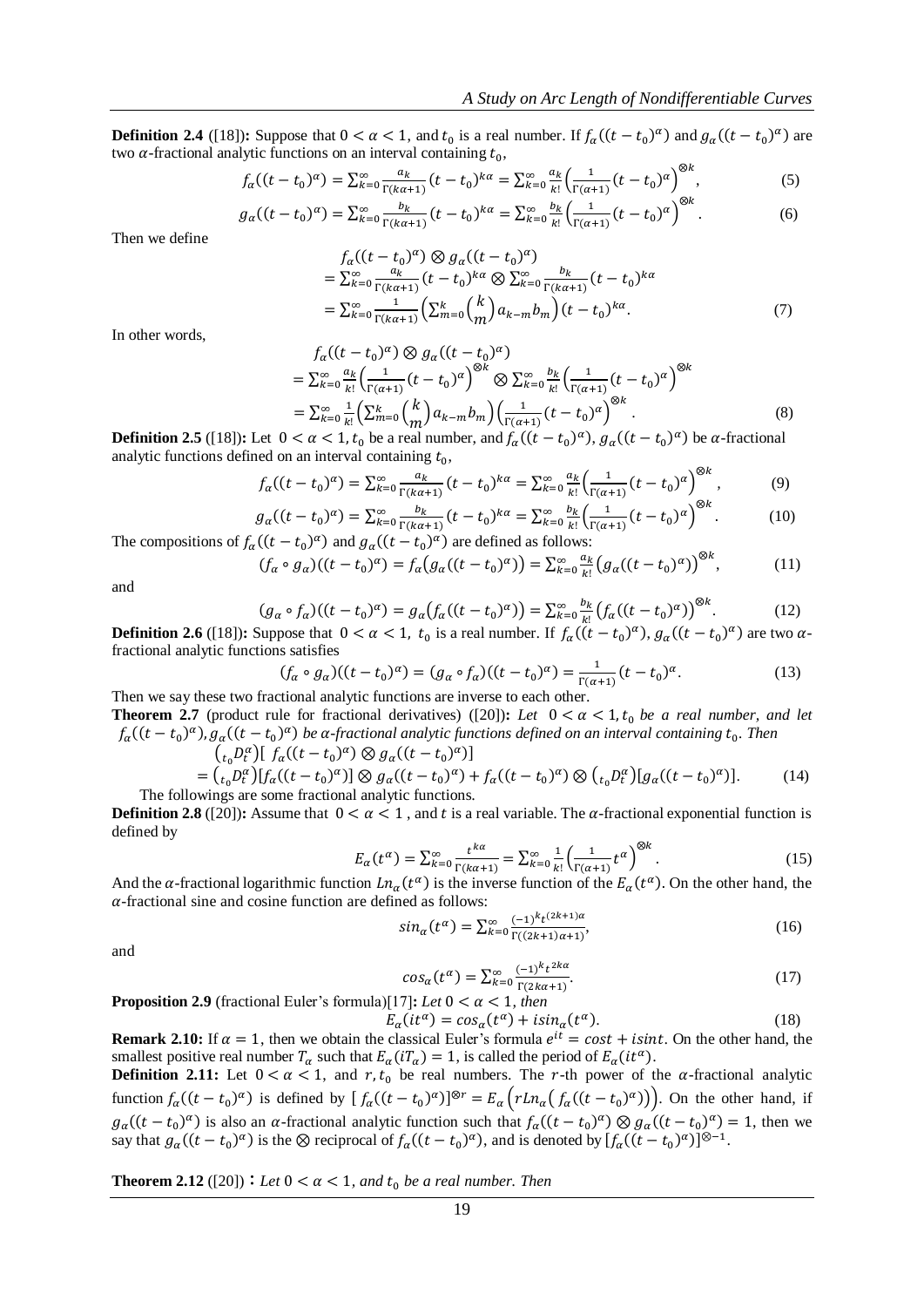**Definition 2.4** ([18])**:** Suppose that $0 < \alpha < 1$, and $t_0$ is a real number. If $f_\alpha((t-t_0)^\alpha)$ and $g_\alpha((t-t_0)^\alpha)$ are two $\alpha$-fractional analytic functions on an interval containing $t_0$,

$$f_\alpha((t-t_0)^\alpha) = \sum_{k=0}^{\infty} \frac{a_k}{\Gamma(k\alpha+1)}(t-t_0)^{k\alpha} = \sum_{k=0}^{\infty} \frac{a_k}{k!}\left(\frac{1}{\Gamma(\alpha+1)}(t-t_0)^\alpha\right)^{\otimes k}, \tag{5}$$

$$g_\alpha((t-t_0)^\alpha) = \sum_{k=0}^{\infty} \frac{b_k}{\Gamma(k\alpha+1)}(t-t_0)^{k\alpha} = \sum_{k=0}^{\infty} \frac{b_k}{k!}\left(\frac{1}{\Gamma(\alpha+1)}(t-t_0)^\alpha\right)^{\otimes k}. \tag{6}$$

Then we define

$$\begin{aligned}
&f_\alpha((t-t_0)^\alpha) \otimes g_\alpha((t-t_0)^\alpha) \\
&= \sum_{k=0}^{\infty} \frac{a_k}{\Gamma(k\alpha+1)}(t-t_0)^{k\alpha} \otimes \sum_{k=0}^{\infty} \frac{b_k}{\Gamma(k\alpha+1)}(t-t_0)^{k\alpha} \\
&= \sum_{k=0}^{\infty} \frac{1}{\Gamma(k\alpha+1)}\left(\sum_{m=0}^{k}\binom{k}{m} a_{k-m} b_m\right)(t-t_0)^{k\alpha}.
\end{aligned} \tag{7}$$

In other words,

$$\begin{aligned}
&f_\alpha((t-t_0)^\alpha) \otimes g_\alpha((t-t_0)^\alpha) \\
&= \sum_{k=0}^{\infty} \frac{a_k}{k!}\left(\frac{1}{\Gamma(\alpha+1)}(t-t_0)^\alpha\right)^{\otimes k} \otimes \sum_{k=0}^{\infty} \frac{b_k}{k!}\left(\frac{1}{\Gamma(\alpha+1)}(t-t_0)^\alpha\right)^{\otimes k} \\
&= \sum_{k=0}^{\infty} \frac{1}{k!}\left(\sum_{m=0}^{k}\binom{k}{m} a_{k-m} b_m\right)\left(\frac{1}{\Gamma(\alpha+1)}(t-t_0)^\alpha\right)^{\otimes k}.
\end{aligned} \tag{8}$$

**Definition 2.5** ([18])**:** Let $0 < \alpha < 1$, $t_0$ be a real number, and $f_\alpha((t-t_0)^\alpha)$, $g_\alpha((t-t_0)^\alpha)$ be $\alpha$-fractional analytic functions defined on an interval containing $t_0$,

$$f_\alpha((t-t_0)^\alpha) = \sum_{k=0}^{\infty} \frac{a_k}{\Gamma(k\alpha+1)}(t-t_0)^{k\alpha} = \sum_{k=0}^{\infty} \frac{a_k}{k!}\left(\frac{1}{\Gamma(\alpha+1)}(t-t_0)^\alpha\right)^{\otimes k}, \tag{9}$$

$$g_\alpha((t-t_0)^\alpha) = \sum_{k=0}^{\infty} \frac{b_k}{\Gamma(k\alpha+1)}(t-t_0)^{k\alpha} = \sum_{k=0}^{\infty} \frac{b_k}{k!}\left(\frac{1}{\Gamma(\alpha+1)}(t-t_0)^\alpha\right)^{\otimes k}. \tag{10}$$

The compositions of $f_\alpha((t-t_0)^\alpha)$ and $g_\alpha((t-t_0)^\alpha)$ are defined as follows:

$$(f_\alpha \circ g_\alpha)((t-t_0)^\alpha) = f_\alpha(g_\alpha((t-t_0)^\alpha)) = \sum_{k=0}^{\infty} \frac{a_k}{k!}\left(g_\alpha((t-t_0)^\alpha)\right)^{\otimes k}, \tag{11}$$

and

$$(g_\alpha \circ f_\alpha)((t-t_0)^\alpha) = g_\alpha(f_\alpha((t-t_0)^\alpha)) = \sum_{k=0}^{\infty} \frac{b_k}{k!}\left(f_\alpha((t-t_0)^\alpha)\right)^{\otimes k}. \tag{12}$$

**Definition 2.6** ([18])**:** Suppose that $0 < \alpha < 1$, $t_0$ is a real number. If $f_\alpha((t-t_0)^\alpha)$, $g_\alpha((t-t_0)^\alpha)$ are two $\alpha$-fractional analytic functions satisfies

$$(f_\alpha \circ g_\alpha)((t-t_0)^\alpha) = (g_\alpha \circ f_\alpha)((t-t_0)^\alpha) = \frac{1}{\Gamma(\alpha+1)}(t-t_0)^\alpha. \tag{13}$$

Then we say these two fractional analytic functions are inverse to each other.

**Theorem 2.7** (product rule for fractional derivatives) ([20])**:** *Let $0 < \alpha < 1$, $t_0$ be a real number, and let $f_\alpha((t-t_0)^\alpha)$, $g_\alpha((t-t_0)^\alpha)$ be $\alpha$-fractional analytic functions defined on an interval containing $t_0$. Then*

$$\begin{aligned}
&\left({}_{t_0}D_t^\alpha\right)[f_\alpha((t-t_0)^\alpha) \otimes g_\alpha((t-t_0)^\alpha)] \\
&= \left({}_{t_0}D_t^\alpha\right)[f_\alpha((t-t_0)^\alpha)] \otimes g_\alpha((t-t_0)^\alpha) + f_\alpha((t-t_0)^\alpha) \otimes \left({}_{t_0}D_t^\alpha\right)[g_\alpha((t-t_0)^\alpha)].
\end{aligned} \tag{14}$$

The followings are some fractional analytic functions.

**Definition 2.8** ([20])**:** Assume that $0 < \alpha < 1$, and $t$ is a real variable. The $\alpha$-fractional exponential function is defined by

$$E_\alpha(t^\alpha) = \sum_{k=0}^{\infty} \frac{t^{k\alpha}}{\Gamma(k\alpha+1)} = \sum_{k=0}^{\infty} \frac{1}{k!}\left(\frac{1}{\Gamma(\alpha+1)}t^\alpha\right)^{\otimes k}. \tag{15}$$

And the $\alpha$-fractional logarithmic function $Ln_\alpha(t^\alpha)$ is the inverse function of the $E_\alpha(t^\alpha)$. On the other hand, the $\alpha$-fractional sine and cosine function are defined as follows:

$$sin_\alpha(t^\alpha) = \sum_{k=0}^{\infty} \frac{(-1)^k t^{(2k+1)\alpha}}{\Gamma((2k+1)\alpha+1)}, \tag{16}$$

and

$$cos_\alpha(t^\alpha) = \sum_{k=0}^{\infty} \frac{(-1)^k t^{2k\alpha}}{\Gamma(2k\alpha+1)}. \tag{17}$$

**Proposition 2.9** (fractional Euler's formula)[17]**:** *Let $0 < \alpha < 1$, then*

$$E_\alpha(it^\alpha) = cos_\alpha(t^\alpha) + i sin_\alpha(t^\alpha). \tag{18}$$

**Remark 2.10:** If $\alpha = 1$, then we obtain the classical Euler's formula $e^{it} = cost + isint$. On the other hand, the smallest positive real number $T_\alpha$ such that $E_\alpha(iT_\alpha) = 1$, is called the period of $E_\alpha(it^\alpha)$.

**Definition 2.11:** Let $0 < \alpha < 1$, and $r, t_0$ be real numbers. The $r$-th power of the $\alpha$-fractional analytic function $f_\alpha((t-t_0)^\alpha)$ is defined by $[f_\alpha((t-t_0)^\alpha)]^{\otimes r} = E_\alpha\left(rLn_\alpha\left(f_\alpha((t-t_0)^\alpha)\right)\right)$. On the other hand, if $g_\alpha((t-t_0)^\alpha)$ is also an $\alpha$-fractional analytic function such that $f_\alpha((t-t_0)^\alpha) \otimes g_\alpha((t-t_0)^\alpha) = 1$, then we say that $g_\alpha((t-t_0)^\alpha)$ is the $\otimes$ reciprocal of $f_\alpha((t-t_0)^\alpha)$, and is denoted by $[f_\alpha((t-t_0)^\alpha)]^{\otimes -1}$.

**Theorem 2.12** ([20])**:** *Let $0 < \alpha < 1$, and $t_0$ be a real number. Then*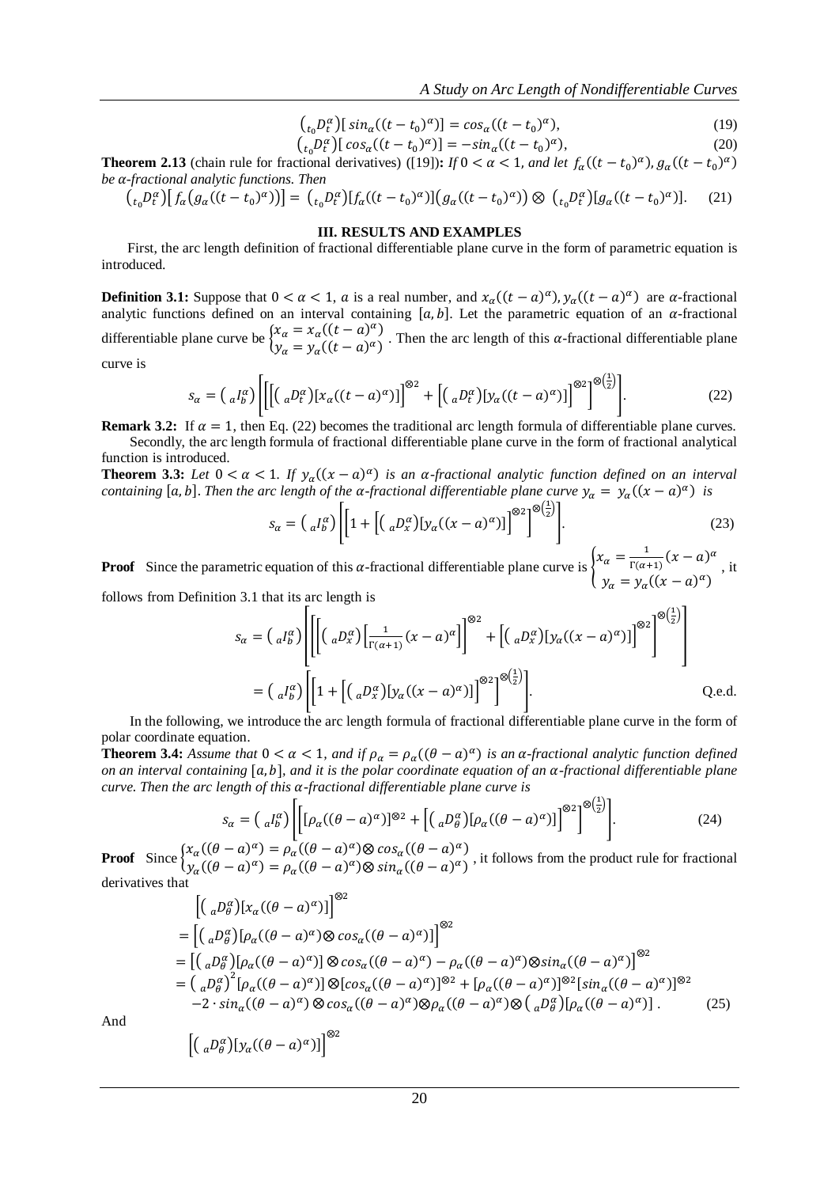$$\left({}_{t_0}D_t^{\alpha}\right)[\,sin_{\alpha}((t-t_0)^{\alpha})] = cos_{\alpha}((t-t_0)^{\alpha}), \tag{19}$$

$$\left({}_{t_0}D_t^{\alpha}\right)[\,cos_{\alpha}((t-t_0)^{\alpha})] = -sin_{\alpha}((t-t_0)^{\alpha}), \tag{20}$$

**Theorem 2.13** (chain rule for fractional derivatives) ([19])**:** *If* $0 < \alpha < 1$, *and let* $f_{\alpha}((t-t_0)^{\alpha}), g_{\alpha}((t-t_0)^{\alpha})$ *be* $\alpha$*-fractional analytic functions. Then*

$$\left({}_{t_0}D_t^{\alpha}\right)\left[\,f_{\alpha}\left(g_{\alpha}((t-t_0)^{\alpha})\right)\right] = \left({}_{t_0}D_t^{\alpha}\right)[f_{\alpha}((t-t_0)^{\alpha})]\left(g_{\alpha}((t-t_0)^{\alpha})\right) \otimes \left({}_{t_0}D_t^{\alpha}\right)[g_{\alpha}((t-t_0)^{\alpha})]. \tag{21}$$

## III. RESULTS AND EXAMPLES

First, the arc length definition of fractional differentiable plane curve in the form of parametric equation is introduced.

**Definition 3.1:** Suppose that $0 < \alpha < 1$, $a$ is a real number, and $x_{\alpha}((t-a)^{\alpha}), y_{\alpha}((t-a)^{\alpha})$ are $\alpha$-fractional analytic functions defined on an interval containing $[a, b]$. Let the parametric equation of an $\alpha$-fractional differentiable plane curve be $\begin{cases} x_{\alpha} = x_{\alpha}((t-a)^{\alpha}) \\ y_{\alpha} = y_{\alpha}((t-a)^{\alpha}) \end{cases}$. Then the arc length of this $\alpha$-fractional differentiable plane curve is

$$s_{\alpha} = \left({}_{a}I_b^{\alpha}\right)\left[\left[\left[\left({}_{a}D_t^{\alpha}\right)[x_{\alpha}((t-a)^{\alpha})]\right]^{\otimes 2} + \left[\left({}_{a}D_t^{\alpha}\right)[y_{\alpha}((t-a)^{\alpha})]\right]^{\otimes 2}\right]^{\otimes\left(\frac{1}{2}\right)}\right]. \tag{22}$$

**Remark 3.2:** If $\alpha = 1$, then Eq. (22) becomes the traditional arc length formula of differentiable plane curves.

Secondly, the arc length formula of fractional differentiable plane curve in the form of fractional analytical function is introduced.

**Theorem 3.3:** *Let* $0 < \alpha < 1$. *If* $y_{\alpha}((x-a)^{\alpha})$ *is an* $\alpha$*-fractional analytic function defined on an interval containing* $[a, b]$. *Then the arc length of the* $\alpha$*-fractional differentiable plane curve* $y_{\alpha} = y_{\alpha}((x-a)^{\alpha})$ *is*

$$s_{\alpha} = \left({}_{a}I_b^{\alpha}\right)\left[\left[1 + \left[\left({}_{a}D_x^{\alpha}\right)[y_{\alpha}((x-a)^{\alpha})]\right]^{\otimes 2}\right]^{\otimes\left(\frac{1}{2}\right)}\right]. \tag{23}$$

**Proof** Since the parametric equation of this $\alpha$-fractional differentiable plane curve is $\begin{cases} x_{\alpha} = \frac{1}{\Gamma(\alpha+1)}(x-a)^{\alpha} \\ y_{\alpha} = y_{\alpha}((x-a)^{\alpha}) \end{cases}$, it follows from Definition 3.1 that its arc length is

$$\begin{aligned} s_{\alpha} &= \left({}_{a}I_b^{\alpha}\right)\left[\left[\left[\left({}_{a}D_x^{\alpha}\right)\left[\tfrac{1}{\Gamma(\alpha+1)}(x-a)^{\alpha}\right]\right]^{\otimes 2} + \left[\left({}_{a}D_x^{\alpha}\right)[y_{\alpha}((x-a)^{\alpha})]\right]^{\otimes 2}\right]^{\otimes\left(\frac{1}{2}\right)}\right] \\ &= \left({}_{a}I_b^{\alpha}\right)\left[\left[1 + \left[\left({}_{a}D_x^{\alpha}\right)[y_{\alpha}((x-a)^{\alpha})]\right]^{\otimes 2}\right]^{\otimes\left(\frac{1}{2}\right)}\right]. \end{aligned}$$

Q.e.d.

In the following, we introduce the arc length formula of fractional differentiable plane curve in the form of polar coordinate equation.

**Theorem 3.4:** *Assume that* $0 < \alpha < 1$, *and if* $\rho_{\alpha} = \rho_{\alpha}((\theta-a)^{\alpha})$ *is an* $\alpha$*-fractional analytic function defined on an interval containing* $[a, b]$, *and it is the polar coordinate equation of an* $\alpha$*-fractional differentiable plane curve. Then the arc length of this* $\alpha$*-fractional differentiable plane curve is*

$$s_{\alpha} = \left({}_{a}I_b^{\alpha}\right)\left[\left[[\rho_{\alpha}((\theta-a)^{\alpha})]^{\otimes 2} + \left[\left({}_{a}D_{\theta}^{\alpha}\right)[\rho_{\alpha}((\theta-a)^{\alpha})]\right]^{\otimes 2}\right]^{\otimes\left(\frac{1}{2}\right)}\right]. \tag{24}$$

**Proof** Since $\begin{cases} x_{\alpha}((\theta-a)^{\alpha}) = \rho_{\alpha}((\theta-a)^{\alpha}) \otimes cos_{\alpha}((\theta-a)^{\alpha}) \\ y_{\alpha}((\theta-a)^{\alpha}) = \rho_{\alpha}((\theta-a)^{\alpha}) \otimes sin_{\alpha}((\theta-a)^{\alpha}) \end{cases}$, it follows from the product rule for fractional derivatives that

$$\begin{aligned} &\left[\left({}_{a}D_{\theta}^{\alpha}\right)[x_{\alpha}((\theta-a)^{\alpha})]\right]^{\otimes 2} \\ &= \left[\left({}_{a}D_{\theta}^{\alpha}\right)[\rho_{\alpha}((\theta-a)^{\alpha}) \otimes cos_{\alpha}((\theta-a)^{\alpha})]\right]^{\otimes 2} \\ &= \left[\left({}_{a}D_{\theta}^{\alpha}\right)[\rho_{\alpha}((\theta-a)^{\alpha})] \otimes cos_{\alpha}((\theta-a)^{\alpha}) - \rho_{\alpha}((\theta-a)^{\alpha}) \otimes sin_{\alpha}((\theta-a)^{\alpha})\right]^{\otimes 2} \\ &= \left({}_{a}D_{\theta}^{\alpha}\right)^{2}[\rho_{\alpha}((\theta-a)^{\alpha})] \otimes [cos_{\alpha}((\theta-a)^{\alpha})]^{\otimes 2} + [\rho_{\alpha}((\theta-a)^{\alpha})]^{\otimes 2}[sin_{\alpha}((\theta-a)^{\alpha})]^{\otimes 2} \\ &\quad -2 \cdot sin_{\alpha}((\theta-a)^{\alpha}) \otimes cos_{\alpha}((\theta-a)^{\alpha}) \otimes \rho_{\alpha}((\theta-a)^{\alpha}) \otimes \left({}_{a}D_{\theta}^{\alpha}\right)[\rho_{\alpha}((\theta-a)^{\alpha})]. \end{aligned} \tag{25}$$

And

$$\left[\left({}_{a}D_{\theta}^{\alpha}\right)[y_{\alpha}((\theta-a)^{\alpha})]\right]^{\otimes 2}$$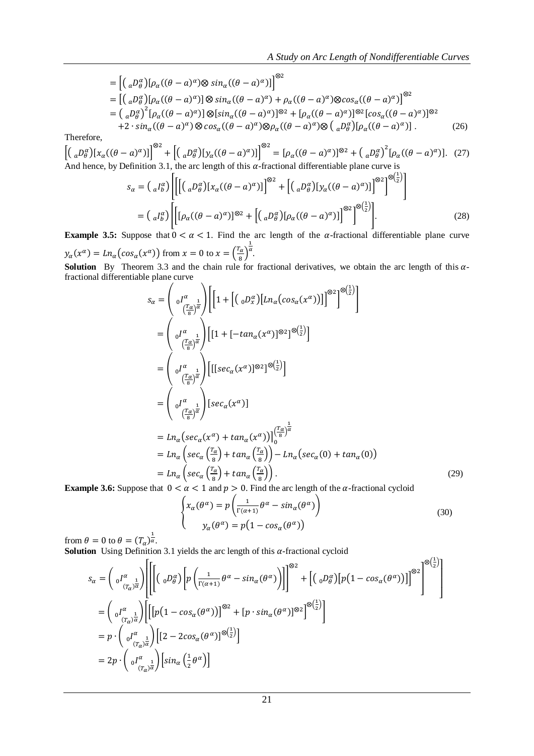$$
\begin{aligned}
&= \left[\left({}_aD_\theta^\alpha\right)[\rho_\alpha((\theta-a)^\alpha)\otimes sin_\alpha((\theta-a)^\alpha)]\right]^{\otimes 2} \\
&= \left[\left({}_aD_\theta^\alpha\right)[\rho_\alpha((\theta-a)^\alpha)]\otimes sin_\alpha((\theta-a)^\alpha)+\rho_\alpha((\theta-a)^\alpha)\otimes cos_\alpha((\theta-a)^\alpha)\right]^{\otimes 2} \\
&= \left({}_aD_\theta^\alpha\right)^2[\rho_\alpha((\theta-a)^\alpha)]\otimes[sin_\alpha((\theta-a)^\alpha)]^{\otimes 2}+[\rho_\alpha((\theta-a)^\alpha)]^{\otimes 2}[cos_\alpha((\theta-a)^\alpha)]^{\otimes 2} \\
&\quad +2\cdot sin_\alpha((\theta-a)^\alpha)\otimes cos_\alpha((\theta-a)^\alpha)\otimes\rho_\alpha((\theta-a)^\alpha)\otimes\left({}_aD_\theta^\alpha\right)[\rho_\alpha((\theta-a)^\alpha)]\,. \qquad (26)
\end{aligned}
$$

Therefore,

$$
\left[\left({}_aD_\theta^\alpha\right)[x_\alpha((\theta-a)^\alpha)]\right]^{\otimes 2}+\left[\left({}_aD_\theta^\alpha\right)[y_\alpha((\theta-a)^\alpha)]\right]^{\otimes 2}=[\rho_\alpha((\theta-a)^\alpha)]^{\otimes 2}+\left({}_aD_\theta^\alpha\right)^2[\rho_\alpha((\theta-a)^\alpha)]. \quad (27)
$$

And hence, by Definition 3.1, the arc length of this $\alpha$-fractional differentiable plane curve is

$$
\begin{aligned}
s_\alpha &= \left({}_aI_b^\alpha\right)\left[\left[\left[\left({}_aD_\theta^\alpha\right)[x_\alpha((\theta-a)^\alpha)]\right]^{\otimes 2}+\left[\left({}_aD_\theta^\alpha\right)[y_\alpha((\theta-a)^\alpha)]\right]^{\otimes 2}\right]^{\otimes\left(\frac{1}{2}\right)}\right] \\
&= \left({}_aI_b^\alpha\right)\left[\left[[\rho_\alpha((\theta-a)^\alpha)]^{\otimes 2}+\left[\left({}_aD_\theta^\alpha\right)[\rho_\alpha((\theta-a)^\alpha)]\right]^{\otimes 2}\right]^{\otimes\left(\frac{1}{2}\right)}\right]. \qquad (28)
\end{aligned}
$$

**Example 3.5:** Suppose that $0<\alpha<1$. Find the arc length of the $\alpha$-fractional differentiable plane curve $y_\alpha(x^\alpha)=Ln_\alpha\left(cos_\alpha(x^\alpha)\right)$ from $x=0$ to $x=\left(\frac{T_\alpha}{8}\right)^{\frac{1}{\alpha}}$.

**Solution** By Theorem 3.3 and the chain rule for fractional derivatives, we obtain the arc length of this $\alpha$-fractional differentiable plane curve

$$
\begin{aligned}
s_\alpha &= \left({}_0I^\alpha_{\left(\frac{T_\alpha}{8}\right)^{\frac{1}{\alpha}}}\right)\left[\left[1+\left[\left({}_0D_x^\alpha\right)\left[Ln_\alpha\left(cos_\alpha(x^\alpha)\right)\right]\right]^{\otimes 2}\right]^{\otimes\left(\frac{1}{2}\right)}\right] \\
&= \left({}_0I^\alpha_{\left(\frac{T_\alpha}{8}\right)^{\frac{1}{\alpha}}}\right)\left[\left[1+[-tan_\alpha(x^\alpha)]^{\otimes 2}\right]^{\otimes\left(\frac{1}{2}\right)}\right] \\
&= \left({}_0I^\alpha_{\left(\frac{T_\alpha}{8}\right)^{\frac{1}{\alpha}}}\right)\left[\left[[sec_\alpha(x^\alpha)]^{\otimes 2}\right]^{\otimes\left(\frac{1}{2}\right)}\right] \\
&= \left({}_0I^\alpha_{\left(\frac{T_\alpha}{8}\right)^{\frac{1}{\alpha}}}\right)[sec_\alpha(x^\alpha)] \\
&= Ln_\alpha\left(sec_\alpha(x^\alpha)+tan_\alpha(x^\alpha)\right)\Big|_0^{\left(\frac{T_\alpha}{8}\right)^{\frac{1}{\alpha}}} \\
&= Ln_\alpha\left(sec_\alpha\left(\frac{T_\alpha}{8}\right)+tan_\alpha\left(\frac{T_\alpha}{8}\right)\right)-Ln_\alpha\left(sec_\alpha(0)+tan_\alpha(0)\right) \\
&= Ln_\alpha\left(sec_\alpha\left(\frac{T_\alpha}{8}\right)+tan_\alpha\left(\frac{T_\alpha}{8}\right)\right). \qquad (29)
\end{aligned}
$$

**Example 3.6:** Suppose that $0<\alpha<1$ and $p>0$. Find the arc length of the $\alpha$-fractional cycloid

$$
\begin{cases}
x_\alpha(\theta^\alpha)=p\left(\frac{1}{\Gamma(\alpha+1)}\theta^\alpha-sin_\alpha(\theta^\alpha)\right) \\
y_\alpha(\theta^\alpha)=p\left(1-cos_\alpha(\theta^\alpha)\right)
\end{cases} \qquad (30)
$$

from $\theta=0$ to $\theta=(T_\alpha)^{\frac{1}{\alpha}}$.

**Solution** Using Definition 3.1 yields the arc length of this $\alpha$-fractional cycloid

$$
\begin{aligned}
s_\alpha &= \left({}_0I^\alpha_{(T_\alpha)^{\frac{1}{\alpha}}}\right)\left[\left[\left[\left({}_0D_\theta^\alpha\right)\left[p\left(\frac{1}{\Gamma(\alpha+1)}\theta^\alpha-sin_\alpha(\theta^\alpha)\right)\right]\right]^{\otimes 2}+\left[\left({}_0D_\theta^\alpha\right)\left[p\left(1-cos_\alpha(\theta^\alpha)\right)\right]\right]^{\otimes 2}\right]^{\otimes\left(\frac{1}{2}\right)}\right] \\
&= \left({}_0I^\alpha_{(T_\alpha)^{\frac{1}{\alpha}}}\right)\left[\left[\left[p\left(1-cos_\alpha(\theta^\alpha)\right)\right]^{\otimes 2}+[p\cdot sin_\alpha(\theta^\alpha)]^{\otimes 2}\right]^{\otimes\left(\frac{1}{2}\right)}\right] \\
&= p\cdot\left({}_0I^\alpha_{(T_\alpha)^{\frac{1}{\alpha}}}\right)\left[[2-2cos_\alpha(\theta^\alpha)]^{\otimes\left(\frac{1}{2}\right)}\right] \\
&= 2p\cdot\left({}_0I^\alpha_{(T_\alpha)^{\frac{1}{\alpha}}}\right)\left[sin_\alpha\left(\frac{1}{2}\theta^\alpha\right)\right]
\end{aligned}
$$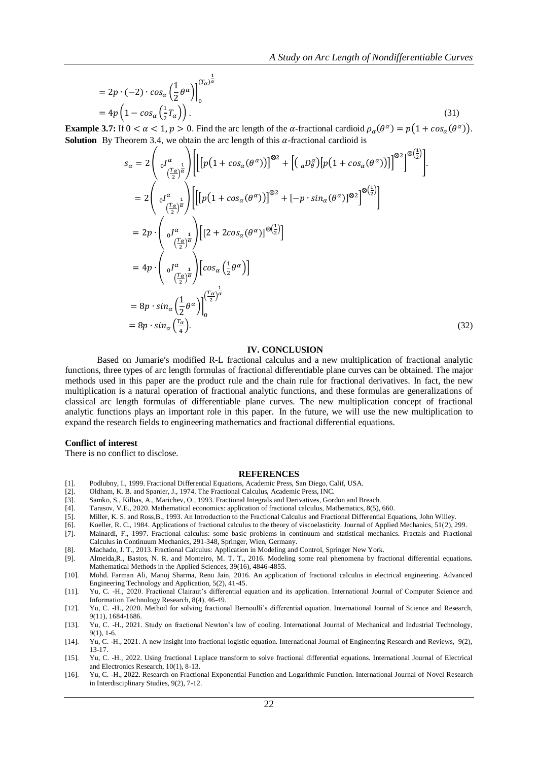$$= 2p \cdot (-2) \cdot cos_\alpha\left(\frac{1}{2}\theta^\alpha\right)\Big]_0^{(T_\alpha)^{\frac{1}{\alpha}}}$$

$$= 4p\left(1 - cos_\alpha\left(\tfrac{1}{2}T_\alpha\right)\right). \tag{31}$$

**Example 3.7:** If $0 < \alpha < 1$, $p > 0$. Find the arc length of the $\alpha$-fractional cardioid $\rho_\alpha(\theta^\alpha) = p\left(1 + cos_\alpha(\theta^\alpha)\right)$.

**Solution** By Theorem 3.4, we obtain the arc length of this $\alpha$-fractional cardioid is

$$s_\alpha = 2\left({}_0I^\alpha_{\left(\frac{T_\alpha}{2}\right)^{\frac{1}{\alpha}}}\right)\left[\left[\left[p\left(1 + cos_\alpha(\theta^\alpha)\right)\right]^{\otimes 2} + \left[\left({}_\alpha D^\alpha_\theta\right)\left[p\left(1 + cos_\alpha(\theta^\alpha)\right)\right]\right]^{\otimes 2}\right]^{\otimes\left(\frac{1}{2}\right)}\right].$$

$$= 2\left({}_0I^\alpha_{\left(\frac{T_\alpha}{2}\right)^{\frac{1}{\alpha}}}\right)\left[\left[\left[p\left(1 + cos_\alpha(\theta^\alpha)\right)\right]^{\otimes 2} + \left[-p \cdot sin_\alpha(\theta^\alpha)\right]^{\otimes 2}\right]^{\otimes\left(\frac{1}{2}\right)}\right]$$

$$= 2p \cdot \left({}_0I^\alpha_{\left(\frac{T_\alpha}{2}\right)^{\frac{1}{\alpha}}}\right)\left[\left[2 + 2cos_\alpha(\theta^\alpha)\right]^{\otimes\left(\frac{1}{2}\right)}\right]$$

$$= 4p \cdot \left({}_0I^\alpha_{\left(\frac{T_\alpha}{2}\right)^{\frac{1}{\alpha}}}\right)\left[cos_\alpha\left(\frac{1}{2}\theta^\alpha\right)\right]$$

$$= 8p \cdot sin_\alpha\left(\frac{1}{2}\theta^\alpha\right)\Big]_0^{\left(\frac{T_\alpha}{2}\right)^{\frac{1}{\alpha}}}$$

$$= 8p \cdot sin_\alpha\left(\frac{T_\alpha}{4}\right). \tag{32}$$

## IV. CONCLUSION

Based on Jumarie′s modified R-L fractional calculus and a new multiplication of fractional analytic functions, three types of arc length formulas of fractional differentiable plane curves can be obtained. The major methods used in this paper are the product rule and the chain rule for fractional derivatives. In fact, the new multiplication is a natural operation of fractional analytic functions, and these formulas are generalizations of classical arc length formulas of differentiable plane curves. The new multiplication concept of fractional analytic functions plays an important role in this paper. In the future, we will use the new multiplication to expand the research fields to engineering mathematics and fractional differential equations.

**Conflict of interest**

There is no conflict to disclose.

## REFERENCES

[1]. Podlubny, I., 1999. Fractional Differential Equations, Academic Press, San Diego, Calif, USA.

[2]. Oldham, K. B. and Spanier, J., 1974. The Fractional Calculus, Academic Press, INC.

[3]. Samko, S., Kilbas, A., Marichev, O., 1993. Fractional Integrals and Derivatives, Gordon and Breach.

[4]. Tarasov, V.E., 2020. Mathematical economics: application of fractional calculus, Mathematics, 8(5), 660.

[5]. Miller, K. S. and Ross,B., 1993. An Introduction to the Fractional Calculus and Fractional Differential Equations, John Willey.

[6]. Koeller, R. C., 1984. Applications of fractional calculus to the theory of viscoelasticity. Journal of Applied Mechanics, 51(2), 299.

[7]. Mainardi, F., 1997. Fractional calculus: some basic problems in continuum and statistical mechanics. Fractals and Fractional Calculus in Continuum Mechanics, 291-348, Springer, Wien, Germany.

[8]. Machado, J. T., 2013. Fractional Calculus: Application in Modeling and Control, Springer New York.

[9]. Almeida,R., Bastos, N. R. and Monteiro, M. T. T., 2016. Modeling some real phenomena by fractional differential equations. Mathematical Methods in the Applied Sciences, 39(16), 4846-4855.

[10]. Mohd. Farman Ali, Manoj Sharma, Renu Jain, 2016. An application of fractional calculus in electrical engineering. Advanced Engineering Technology and Application, 5(2), 41-45.

[11]. Yu, C. -H., 2020. Fractional Clairaut's differential equation and its application. International Journal of Computer Science and Information Technology Research, 8(4), 46-49.

[12]. Yu, C. -H., 2020. Method for solving fractional Bernoulli's differential equation. International Journal of Science and Research, 9(11), 1684-1686.

[13]. Yu, C. -H., 2021. Study on fractional Newton's law of cooling. International Journal of Mechanical and Industrial Technology, 9(1), 1-6.

[14]. Yu, C. -H., 2021. A new insight into fractional logistic equation. International Journal of Engineering Research and Reviews, 9(2), 13-17.

[15]. Yu, C. -H., 2022. Using fractional Laplace transform to solve fractional differential equations. International Journal of Electrical and Electronics Research, 10(1), 8-13.

[16]. Yu, C. -H., 2022. Research on Fractional Exponential Function and Logarithmic Function. International Journal of Novel Research in Interdisciplinary Studies, 9(2), 7-12.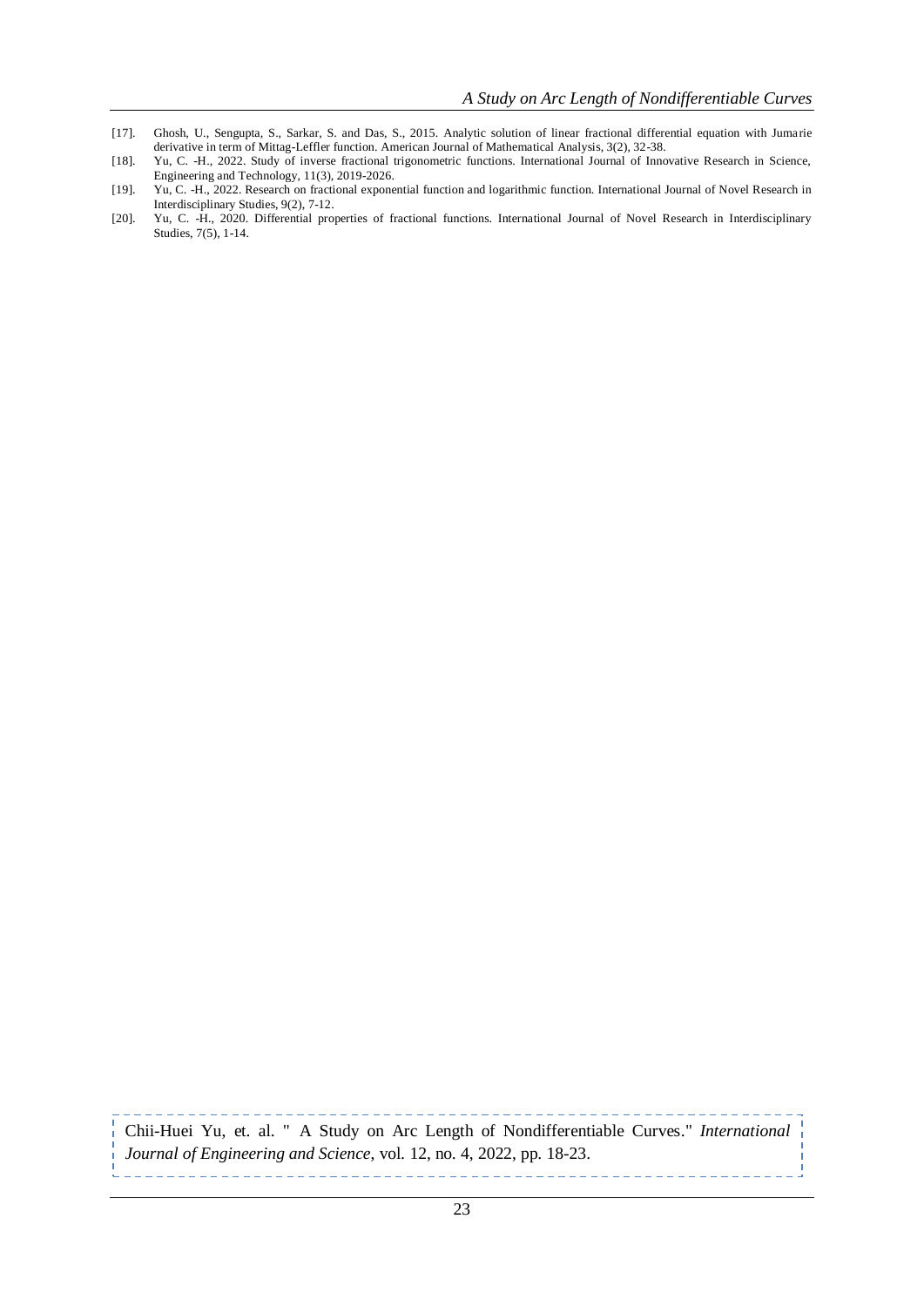[17]. Ghosh, U., Sengupta, S., Sarkar, S. and Das, S., 2015. Analytic solution of linear fractional differential equation with Jumarie derivative in term of Mittag-Leffler function. American Journal of Mathematical Analysis, 3(2), 32-38.

[18]. Yu, C. -H., 2022. Study of inverse fractional trigonometric functions. International Journal of Innovative Research in Science, Engineering and Technology, 11(3), 2019-2026.

[19]. Yu, C. -H., 2022. Research on fractional exponential function and logarithmic function. International Journal of Novel Research in Interdisciplinary Studies, 9(2), 7-12.

[20]. Yu, C. -H., 2020. Differential properties of fractional functions. International Journal of Novel Research in Interdisciplinary Studies, 7(5), 1-14.

Chii-Huei Yu, et. al. " A Study on Arc Length of Nondifferentiable Curves." *International Journal of Engineering and Science*, vol. 12, no. 4, 2022, pp. 18-23.